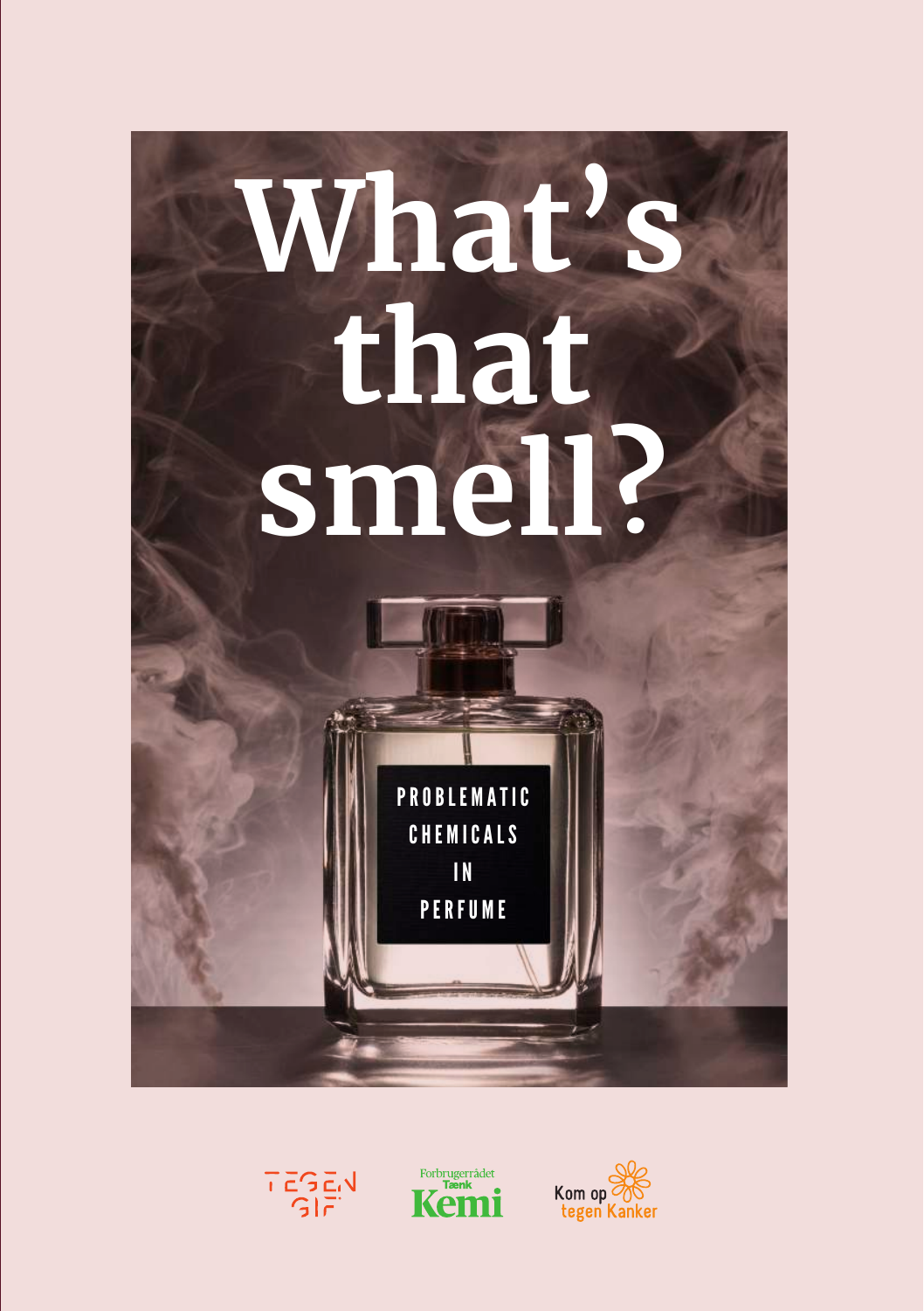# What's that smell?

PROBLEMATIC CHEMICALS IN PERFUME

TEGEN GIF

Forbrugerrådet Tænk Kemi

Kom op tegen Kanker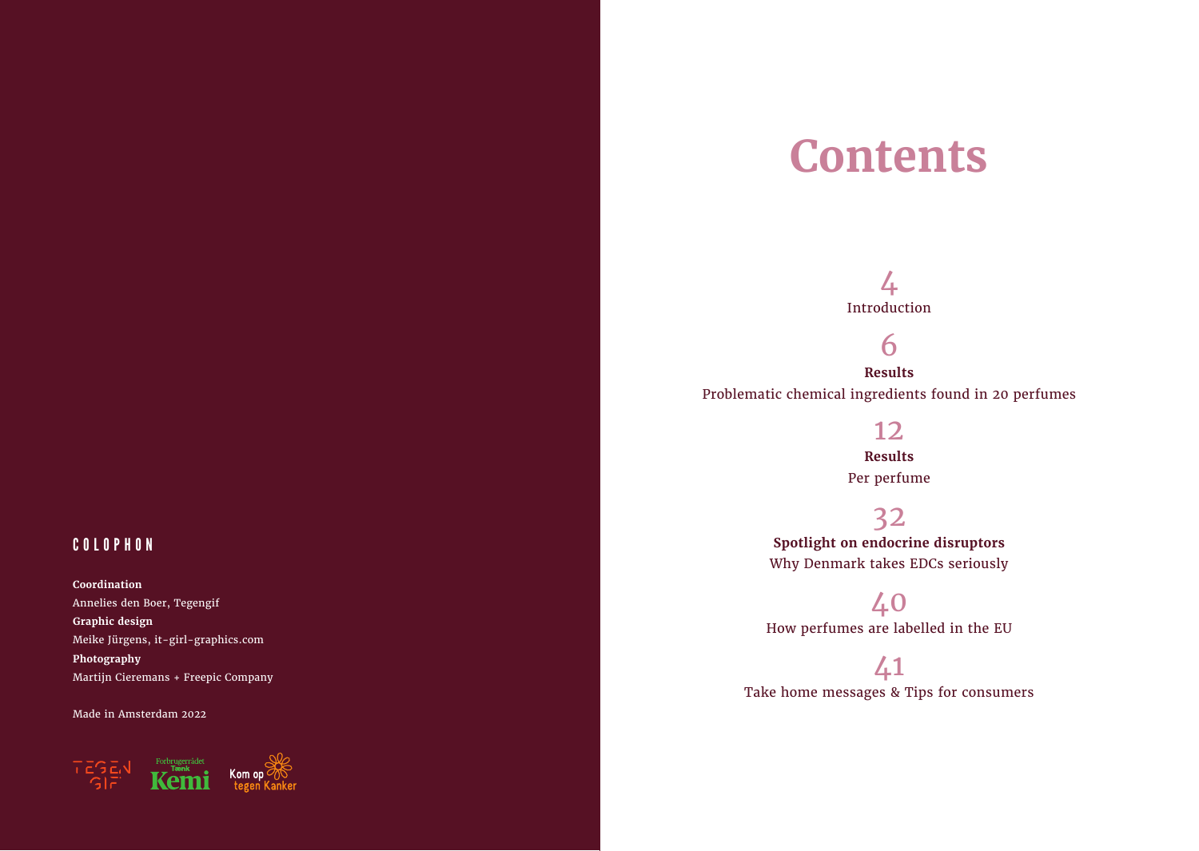## COLOPHON

**Coordination**
Annelies den Boer, Tegengif
**Graphic design**
Meike Jürgens, it-girl-graphics.com
**Photography**
Martijn Cieremans + Freepic Company

Made in Amsterdam 2022

TEGEN GIF · Forbrugerrådet Tænk Kemi · Kom op tegen Kanker

# Contents

4
Introduction

6
**Results**
Problematic chemical ingredients found in 20 perfumes

12
**Results**
Per perfume

32
**Spotlight on endocrine disruptors**
Why Denmark takes EDCs seriously

40
How perfumes are labelled in the EU

41
Take home messages & Tips for consumers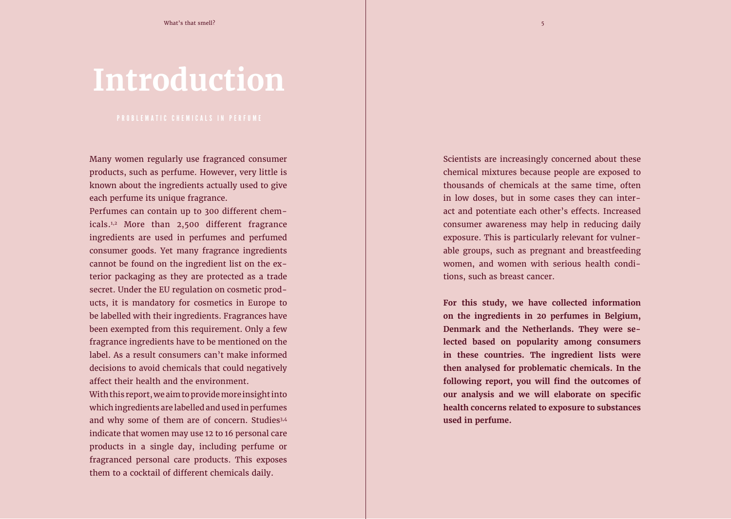# Introduction

## PROBLEMATIC CHEMICALS IN PERFUME

Many women regularly use fragranced consumer products, such as perfume. However, very little is known about the ingredients actually used to give each perfume its unique fragrance.

Perfumes can contain up to 300 different chemicals.[1,2] More than 2,500 different fragrance ingredients are used in perfumes and perfumed consumer goods. Yet many fragrance ingredients cannot be found on the ingredient list on the exterior packaging as they are protected as a trade secret. Under the EU regulation on cosmetic products, it is mandatory for cosmetics in Europe to be labelled with their ingredients. Fragrances have been exempted from this requirement. Only a few fragrance ingredients have to be mentioned on the label. As a result consumers can't make informed decisions to avoid chemicals that could negatively affect their health and the environment.

With this report, we aim to provide more insight into which ingredients are labelled and used in perfumes and why some of them are of concern. Studies[3,4] indicate that women may use 12 to 16 personal care products in a single day, including perfume or fragranced personal care products. This exposes them to a cocktail of different chemicals daily.

Scientists are increasingly concerned about these chemical mixtures because people are exposed to thousands of chemicals at the same time, often in low doses, but in some cases they can interact and potentiate each other's effects. Increased consumer awareness may help in reducing daily exposure. This is particularly relevant for vulnerable groups, such as pregnant and breastfeeding women, and women with serious health conditions, such as breast cancer.

**For this study, we have collected information on the ingredients in 20 perfumes in Belgium, Denmark and the Netherlands. They were selected based on popularity among consumers in these countries. The ingredient lists were then analysed for problematic chemicals. In the following report, you will find the outcomes of our analysis and we will elaborate on specific health concerns related to exposure to substances used in perfume.**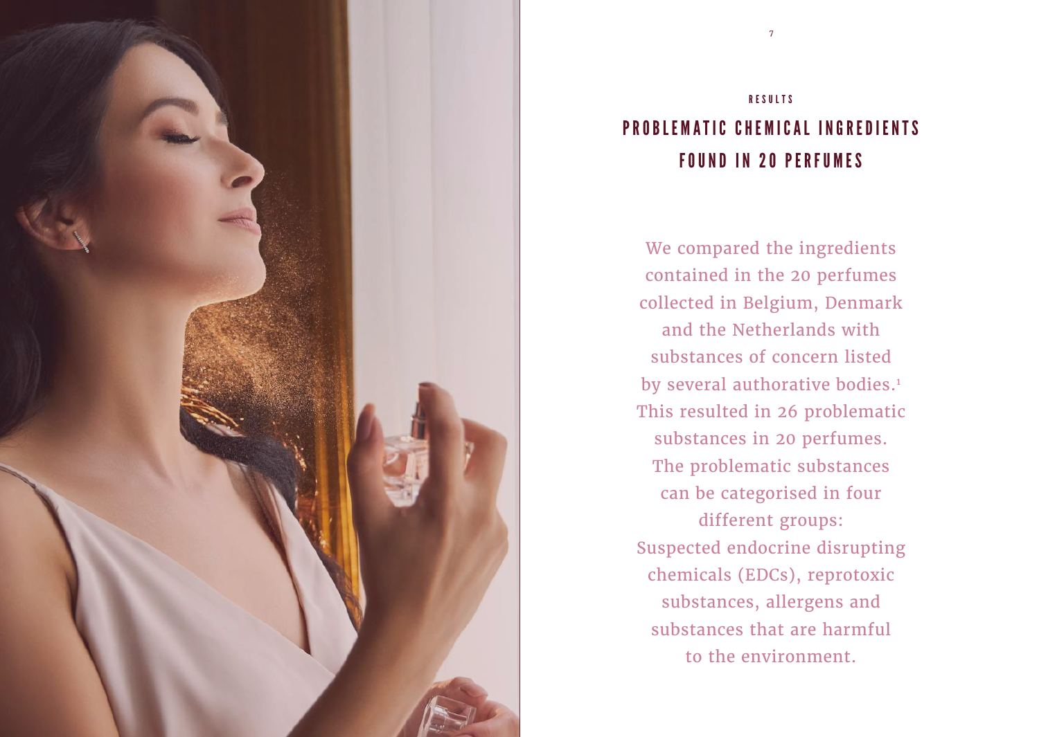RESULTS

# PROBLEMATIC CHEMICAL INGREDIENTS FOUND IN 20 PERFUMES

We compared the ingredients contained in the 20 perfumes collected in Belgium, Denmark and the Netherlands with substances of concern listed by several authorative bodies.[1] This resulted in 26 problematic substances in 20 perfumes. The problematic substances can be categorised in four different groups: Suspected endocrine disrupting chemicals (EDCs), reprotoxic substances, allergens and substances that are harmful to the environment.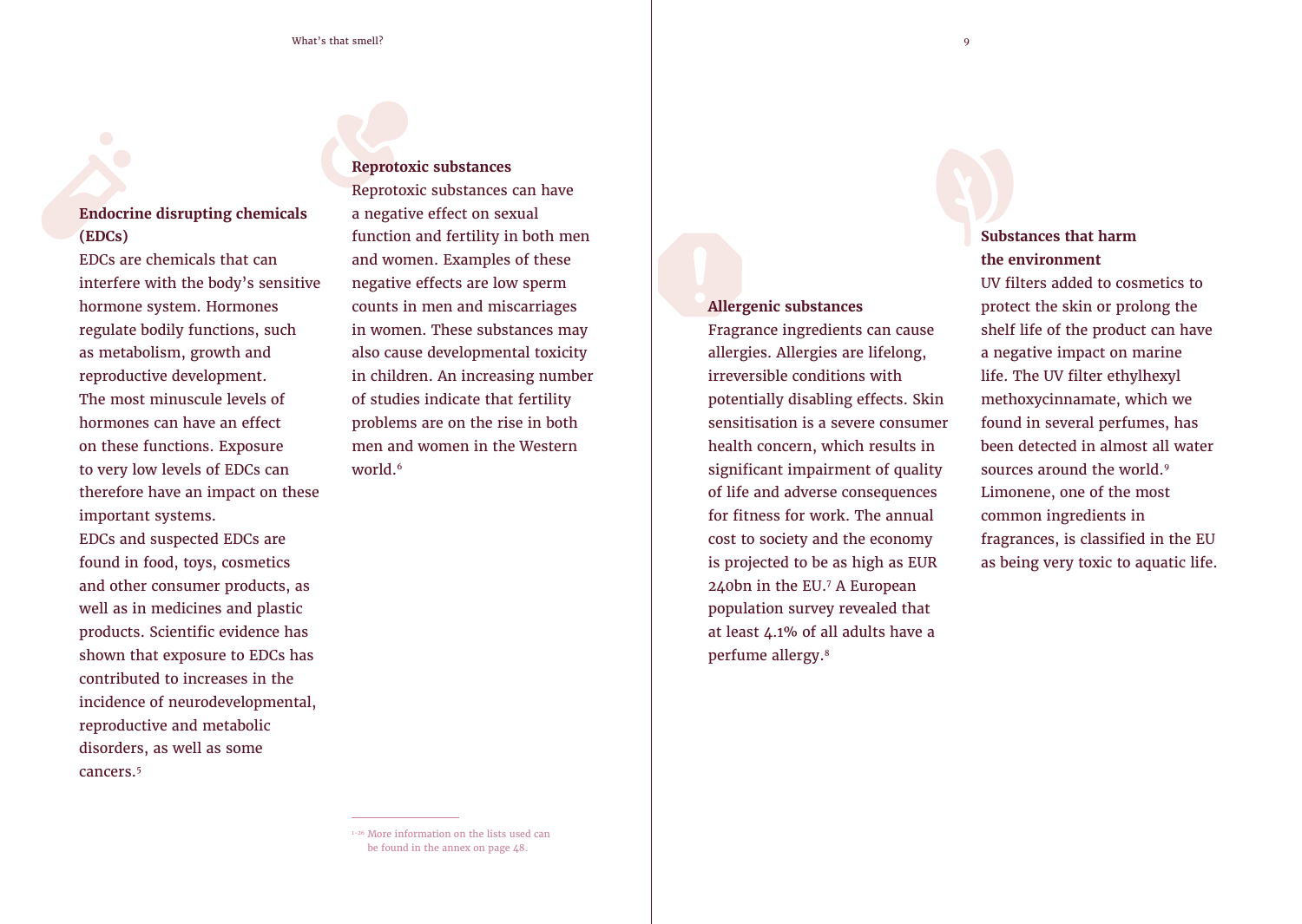### Endocrine disrupting chemicals (EDCs)

EDCs are chemicals that can interfere with the body's sensitive hormone system. Hormones regulate bodily functions, such as metabolism, growth and reproductive development. The most minuscule levels of hormones can have an effect on these functions. Exposure to very low levels of EDCs can therefore have an impact on these important systems. EDCs and suspected EDCs are found in food, toys, cosmetics and other consumer products, as well as in medicines and plastic products. Scientific evidence has shown that exposure to EDCs has contributed to increases in the incidence of neurodevelopmental, reproductive and metabolic disorders, as well as some cancers.[5]

### Reprotoxic substances

Reprotoxic substances can have a negative effect on sexual function and fertility in both men and women. Examples of these negative effects are low sperm counts in men and miscarriages in women. These substances may also cause developmental toxicity in children. An increasing number of studies indicate that fertility problems are on the rise in both men and women in the Western world.[6]

### Allergenic substances

Fragrance ingredients can cause allergies. Allergies are lifelong, irreversible conditions with potentially disabling effects. Skin sensitisation is a severe consumer health concern, which results in significant impairment of quality of life and adverse consequences for fitness for work. The annual cost to society and the economy is projected to be as high as EUR 240bn in the EU.[7] A European population survey revealed that at least 4.1% of all adults have a perfume allergy.[8]

### Substances that harm the environment

UV filters added to cosmetics to protect the skin or prolong the shelf life of the product can have a negative impact on marine life. The UV filter ethylhexyl methoxycinnamate, which we found in several perfumes, has been detected in almost all water sources around the world.[9] Limonene, one of the most common ingredients in fragrances, is classified in the EU as being very toxic to aquatic life.

---

[1–26] More information on the lists used can be found in the annex on page 48.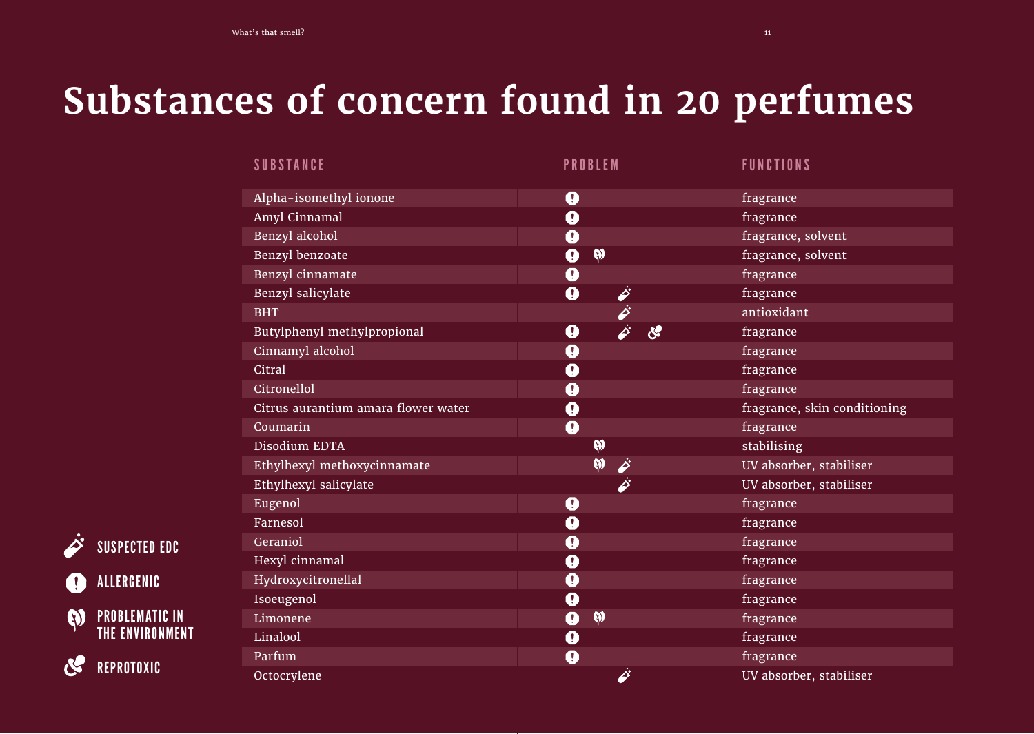# Substances of concern found in 20 perfumes

| SUBSTANCE | PROBLEM | FUNCTIONS |
|---|---|---|
| Alpha-isomethyl ionone | Allergenic | fragrance |
| Amyl Cinnamal | Allergenic | fragrance |
| Benzyl alcohol | Allergenic | fragrance, solvent |
| Benzyl benzoate | Allergenic, Problematic in the environment | fragrance, solvent |
| Benzyl cinnamate | Allergenic | fragrance |
| Benzyl salicylate | Allergenic, Suspected EDC | fragrance |
| BHT | Suspected EDC | antioxidant |
| Butylphenyl methylpropional | Allergenic, Suspected EDC, Reprotoxic | fragrance |
| Cinnamyl alcohol | Allergenic | fragrance |
| Citral | Allergenic | fragrance |
| Citronellol | Allergenic | fragrance |
| Citrus aurantium amara flower water | Allergenic | fragrance, skin conditioning |
| Coumarin | Allergenic | fragrance |
| Disodium EDTA | Problematic in the environment | stabilising |
| Ethylhexyl methoxycinnamate | Problematic in the environment, Suspected EDC | UV absorber, stabiliser |
| Ethylhexyl salicylate | Suspected EDC | UV absorber, stabiliser |
| Eugenol | Allergenic | fragrance |
| Farnesol | Allergenic | fragrance |
| Geraniol | Allergenic | fragrance |
| Hexyl cinnamal | Allergenic | fragrance |
| Hydroxycitronellal | Allergenic | fragrance |
| Isoeugenol | Allergenic | fragrance |
| Limonene | Allergenic, Problematic in the environment | fragrance |
| Linalool | Allergenic | fragrance |
| Parfum | Allergenic | fragrance |
| Octocrylene | Suspected EDC | UV absorber, stabiliser |

- SUSPECTED EDC
- ALLERGENIC
- PROBLEMATIC IN THE ENVIRONMENT
- REPROTOXIC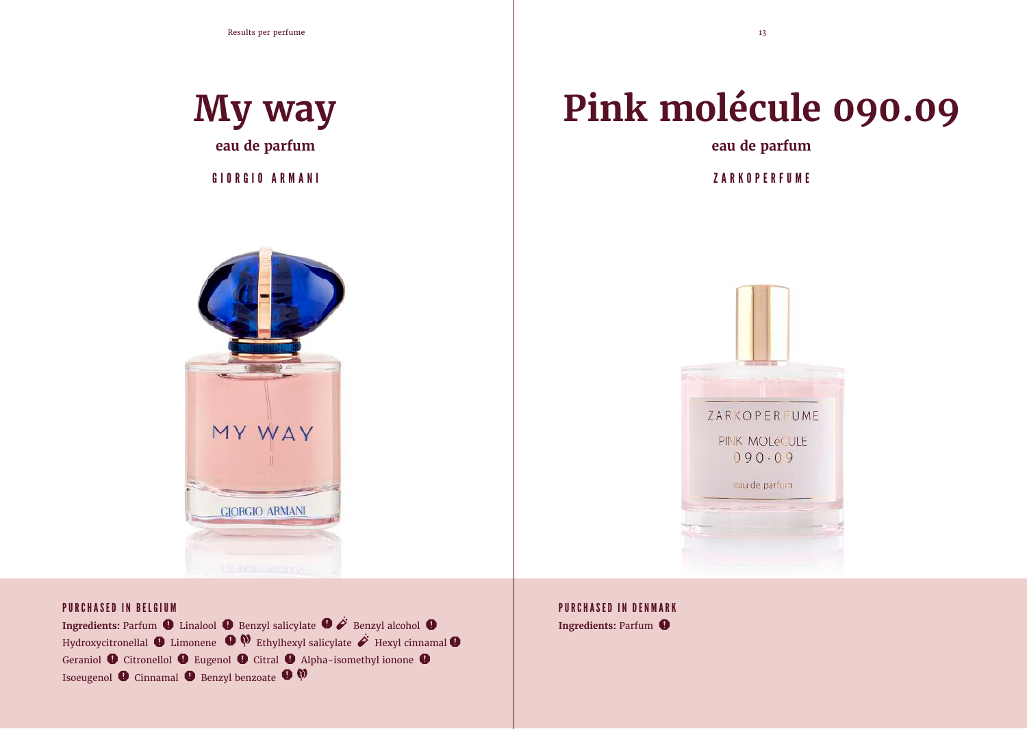# My way

**eau de parfum**

GIORGIO ARMANI

PURCHASED IN BELGIUM

**Ingredients:** Parfum ❶ Linalool ❶ Benzyl salicylate ❶ Benzyl alcohol ❶ Hydroxycitronellal ❶ Limonene ❶ Ethylhexyl salicylate Hexyl cinnamal ❶ Geraniol ❶ Citronellol ❶ Eugenol ❶ Citral ❶ Alpha-isomethyl ionone ❶ Isoeugenol ❶ Cinnamal ❶ Benzyl benzoate ❶

# Pink molécule 090.09

**eau de parfum**

ZARKOPERFUME

PURCHASED IN DENMARK

**Ingredients:** Parfum ❶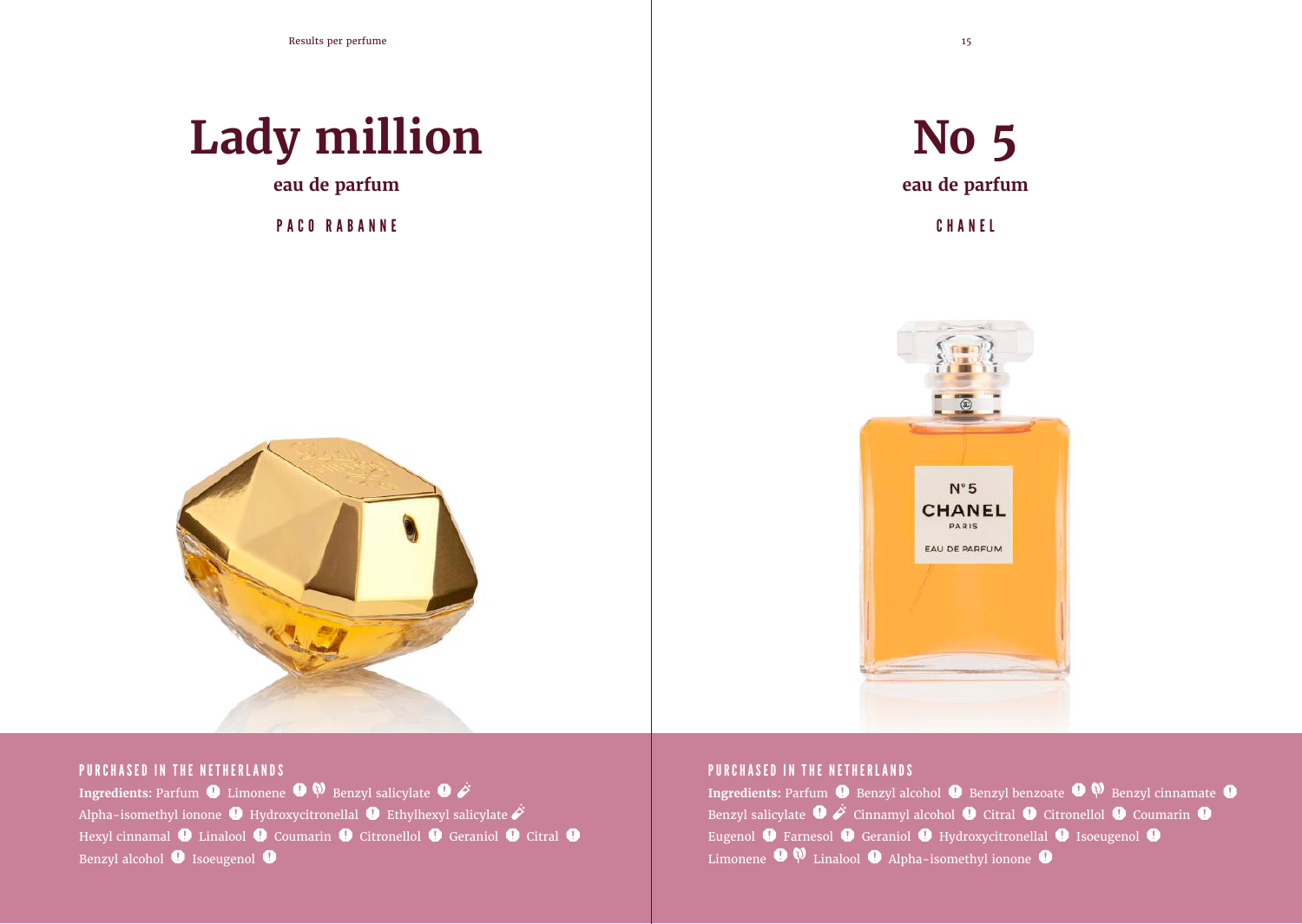# Lady million

## eau de parfum

### PACO RABANNE

#### PURCHASED IN THE NETHERLANDS

**Ingredients:** Parfum ❗ Limonene ❗ Benzyl salicylate ❗ Alpha-isomethyl ionone ❗ Hydroxycitronellal ❗ Ethylhexyl salicylate Hexyl cinnamal ❗ Linalool ❗ Coumarin ❗ Citronellol ❗ Geraniol ❗ Citral ❗ Benzyl alcohol ❗ Isoeugenol ❗

# No 5

## eau de parfum

### CHANEL

#### PURCHASED IN THE NETHERLANDS

**Ingredients:** Parfum ❗ Benzyl alcohol ❗ Benzyl benzoate ❗ Benzyl cinnamate ❗ Benzyl salicylate ❗ Cinnamyl alcohol ❗ Citral ❗ Citronellol ❗ Coumarin ❗ Eugenol ❗ Farnesol ❗ Geraniol ❗ Hydroxycitronellal ❗ Isoeugenol ❗ Limonene ❗ Linalool ❗ Alpha-isomethyl ionone ❗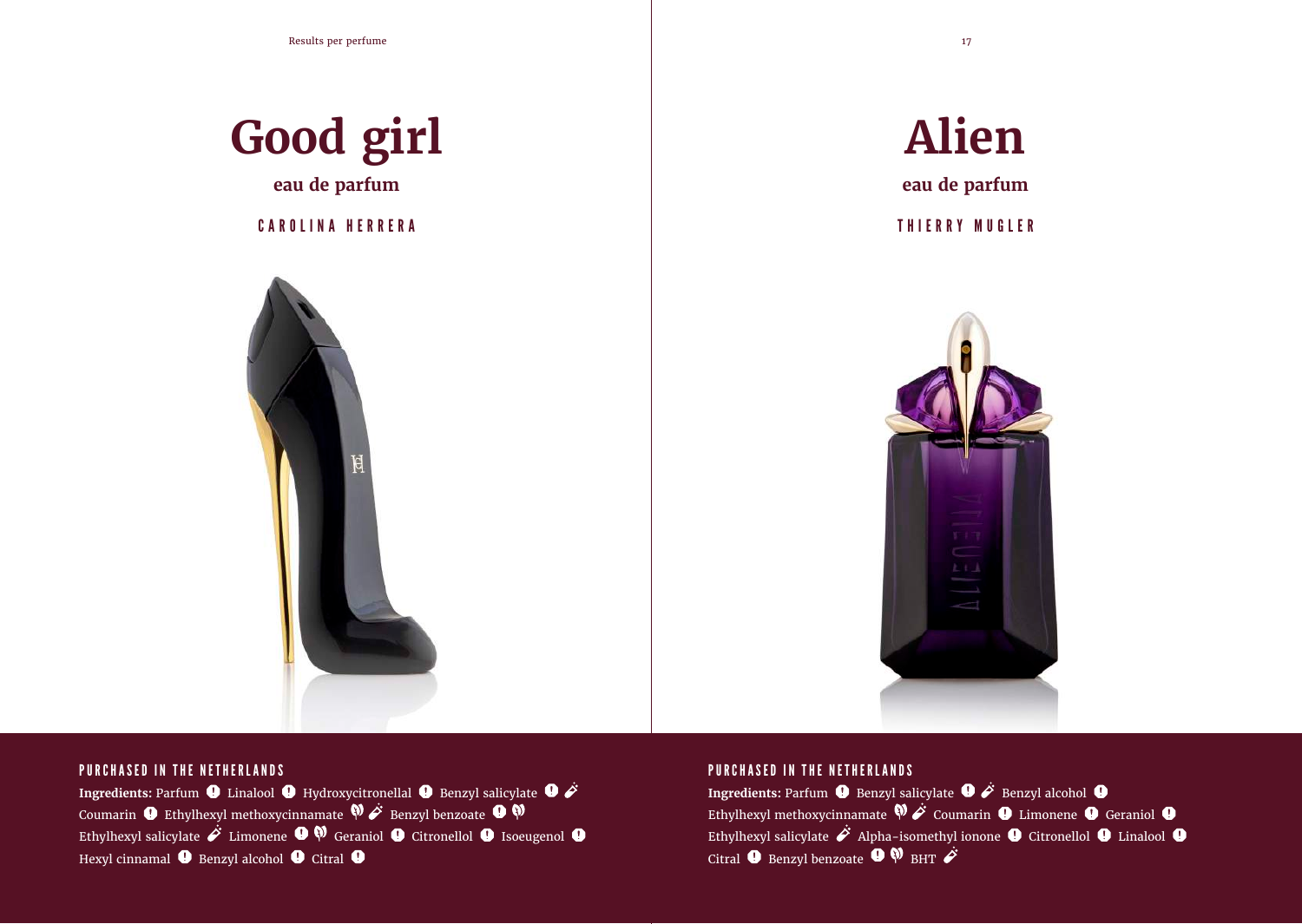# Good girl

**eau de parfum**

CAROLINA HERRERA

#### PURCHASED IN THE NETHERLANDS

**Ingredients:** Parfum ❗ Linalool ❗ Hydroxycitronellal ❗ Benzyl salicylate ❗ 🧪 Coumarin ❗ Ethylhexyl methoxycinnamate 🌿 🧪 Benzyl benzoate ❗ 🌿 Ethylhexyl salicylate 🧪 Limonene ❗ 🌿 Geraniol ❗ Citronellol ❗ Isoeugenol ❗ Hexyl cinnamal ❗ Benzyl alcohol ❗ Citral ❗

# Alien

**eau de parfum**

THIERRY MUGLER

#### PURCHASED IN THE NETHERLANDS

**Ingredients:** Parfum ❗ Benzyl salicylate ❗ 🧪 Benzyl alcohol ❗ Ethylhexyl methoxycinnamate 🌿 🧪 Coumarin ❗ Limonene ❗ Geraniol ❗ Ethylhexyl salicylate 🧪 Alpha-isomethyl ionone ❗ Citronellol ❗ Linalool ❗ Citral ❗ Benzyl benzoate ❗ 🌿 BHT 🧪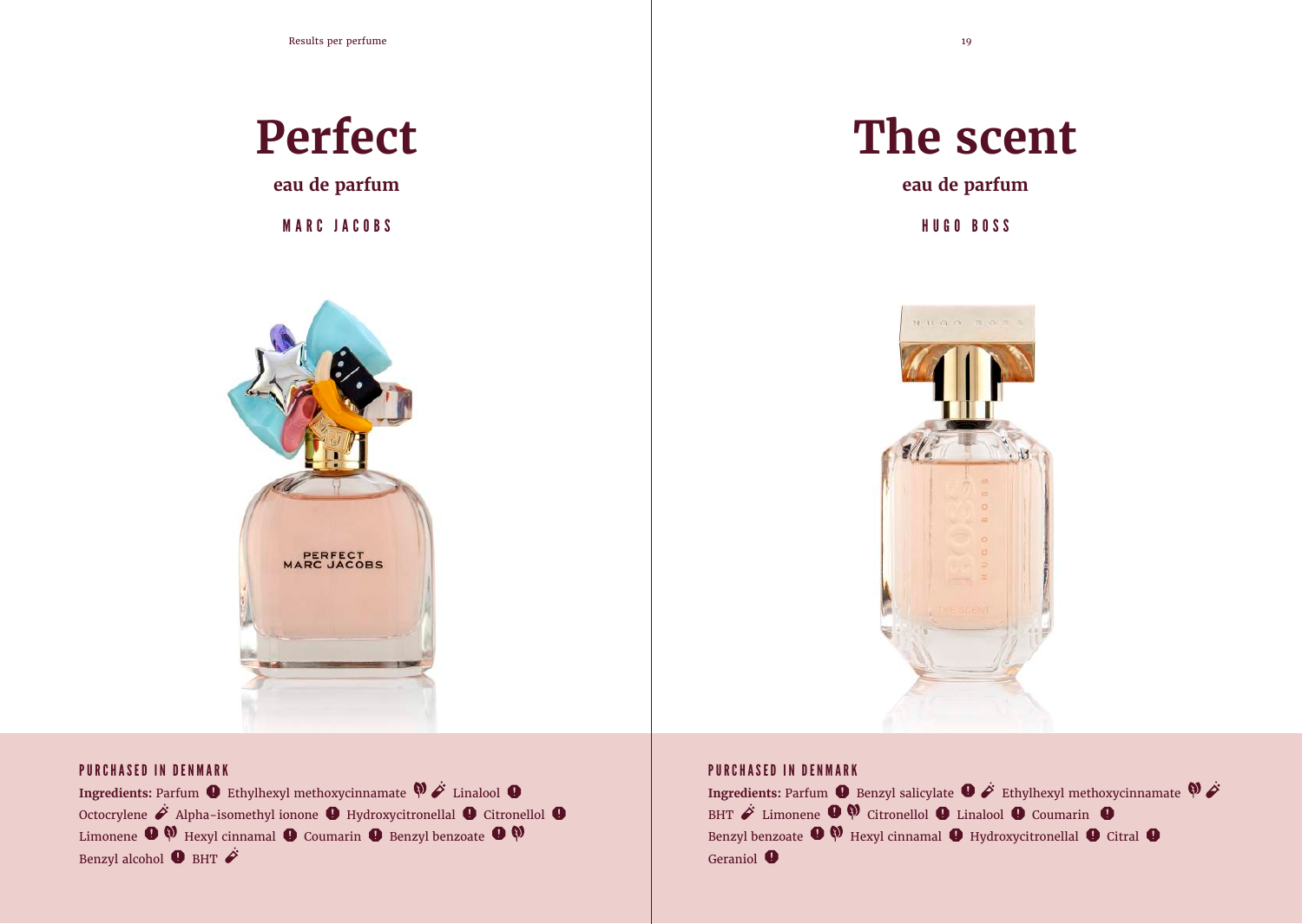# Perfect

**eau de parfum**

MARC JACOBS

PURCHASED IN DENMARK

**Ingredients:** Parfum Ethylhexyl methoxycinnamate Linalool Octocrylene Alpha-isomethyl ionone Hydroxycitronellal Citronellol Limonene Hexyl cinnamal Coumarin Benzyl benzoate Benzyl alcohol BHT

# The scent

**eau de parfum**

HUGO BOSS

PURCHASED IN DENMARK

**Ingredients:** Parfum Benzyl salicylate Ethylhexyl methoxycinnamate BHT Limonene Citronellol Linalool Coumarin Benzyl benzoate Hexyl cinnamal Hydroxycitronellal Citral Geraniol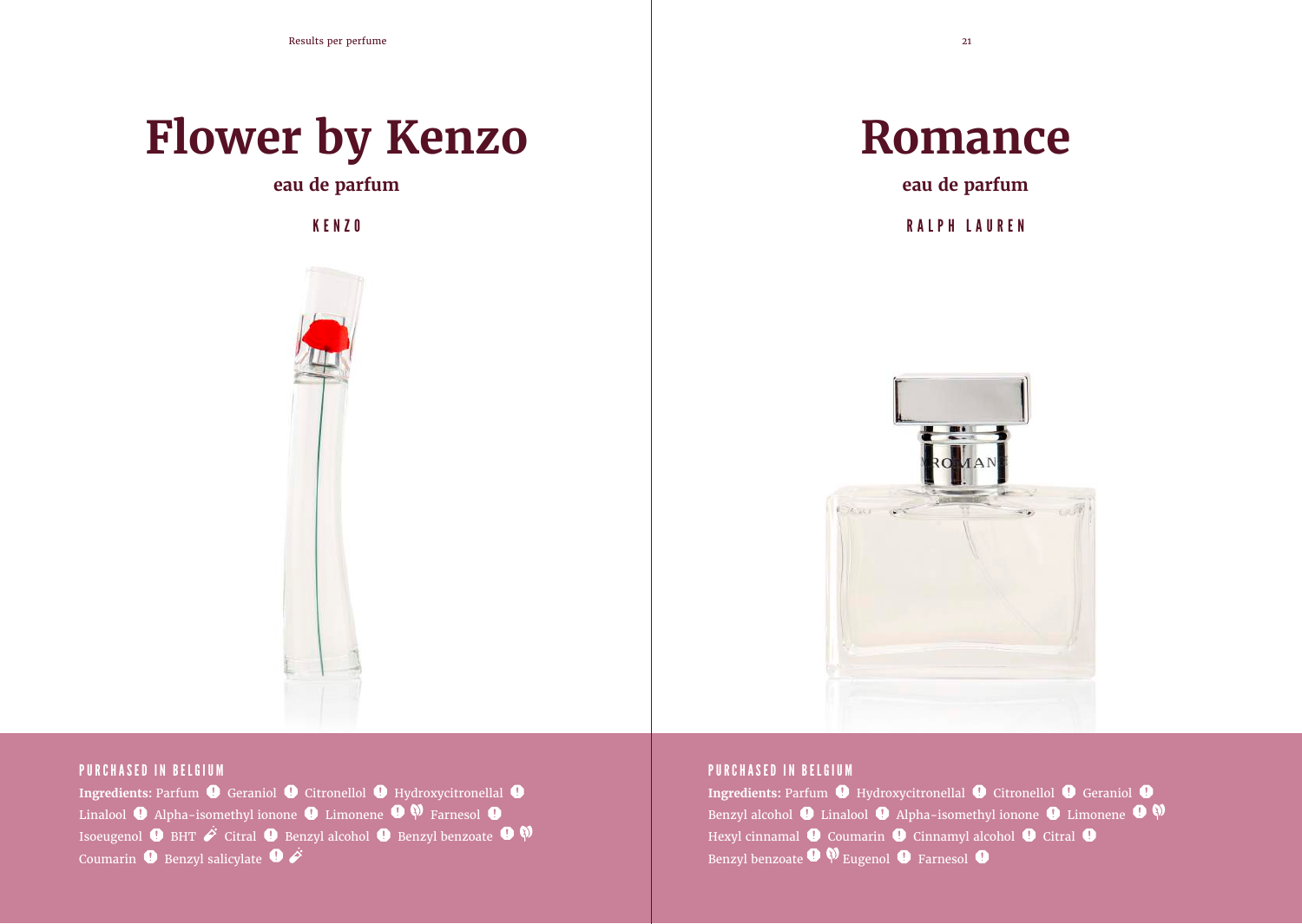# Flower by Kenzo

**eau de parfum**

KENZO

PURCHASED IN BELGIUM

**Ingredients:** Parfum ❗ Geraniol ❗ Citronellol ❗ Hydroxycitronellal ❗ Linalool ❗ Alpha-isomethyl ionone ❗ Limonene ❗ Farnesol ❗ Isoeugenol ❗ BHT Citral ❗ Benzyl alcohol ❗ Benzyl benzoate ❗ Coumarin ❗ Benzyl salicylate ❗

# Romance

**eau de parfum**

RALPH LAUREN

PURCHASED IN BELGIUM

**Ingredients:** Parfum ❗ Hydroxycitronellal ❗ Citronellol ❗ Geraniol ❗ Benzyl alcohol ❗ Linalool ❗ Alpha-isomethyl ionone ❗ Limonene ❗ Hexyl cinnamal ❗ Coumarin ❗ Cinnamyl alcohol ❗ Citral ❗ Benzyl benzoate ❗ Eugenol ❗ Farnesol ❗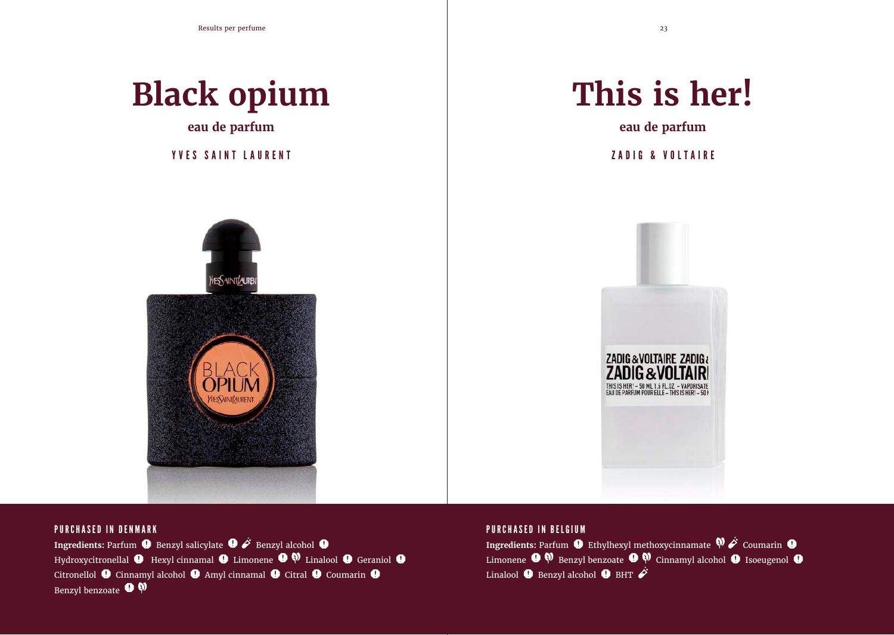# Black opium

**eau de parfum**

YVES SAINT LAURENT

PURCHASED IN DENMARK

**Ingredients:** Parfum ❶ Benzyl salicylate ❶ Benzyl alcohol ❶ Hydroxycitronellal ❶ Hexyl cinnamal ❶ Limonene ❶ Linalool ❶ Geraniol ❶ Citronellol ❶ Cinnamyl alcohol ❶ Amyl cinnamal ❶ Citral ❶ Coumarin ❶ Benzyl benzoate ❶

# This is her!

**eau de parfum**

ZADIG & VOLTAIRE

PURCHASED IN BELGIUM

**Ingredients:** Parfum ❶ Ethylhexyl methoxycinnamate Coumarin ❶ Limonene ❶ Benzyl benzoate ❶ Cinnamyl alcohol ❶ Isoeugenol ❶ Linalool ❶ Benzyl alcohol ❶ BHT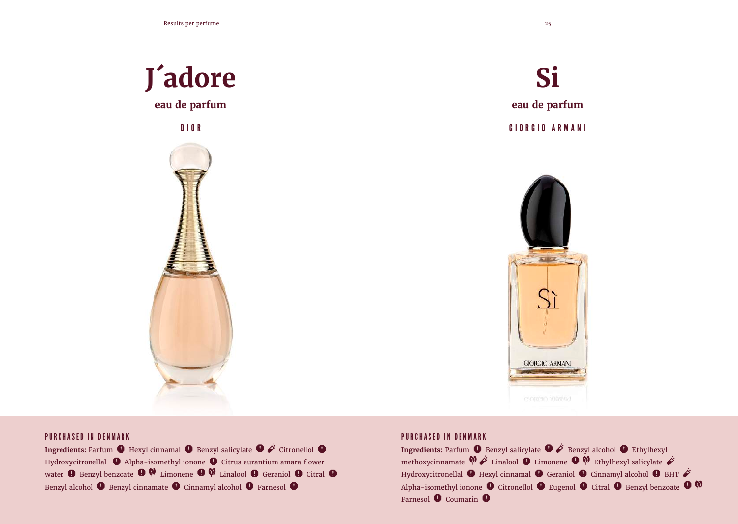# J´adore

**eau de parfum**

DIOR

PURCHASED IN DENMARK

**Ingredients:** Parfum ❗ Hexyl cinnamal ❗ Benzyl salicylate ❗ Citronellol ❗ Hydroxycitronellal ❗ Alpha-isomethyl ionone ❗ Citrus aurantium amara flower water ❗ Benzyl benzoate ❗ Limonene ❗ Linalool ❗ Geraniol ❗ Citral ❗ Benzyl alcohol ❗ Benzyl cinnamate ❗ Cinnamyl alcohol ❗ Farnesol ❗

# Si

**eau de parfum**

GIORGIO ARMANI

PURCHASED IN DENMARK

**Ingredients:** Parfum ❗ Benzyl salicylate ❗ Benzyl alcohol ❗ Ethylhexyl methoxycinnamate Linalool ❗ Limonene ❗ Ethylhexyl salicylate Hydroxycitronellal ❗ Hexyl cinnamal ❗ Geraniol ❗ Cinnamyl alcohol ❗ BHT Alpha-isomethyl ionone ❗ Citronellol ❗ Eugenol ❗ Citral ❗ Benzyl benzoate ❗ Farnesol ❗ Coumarin ❗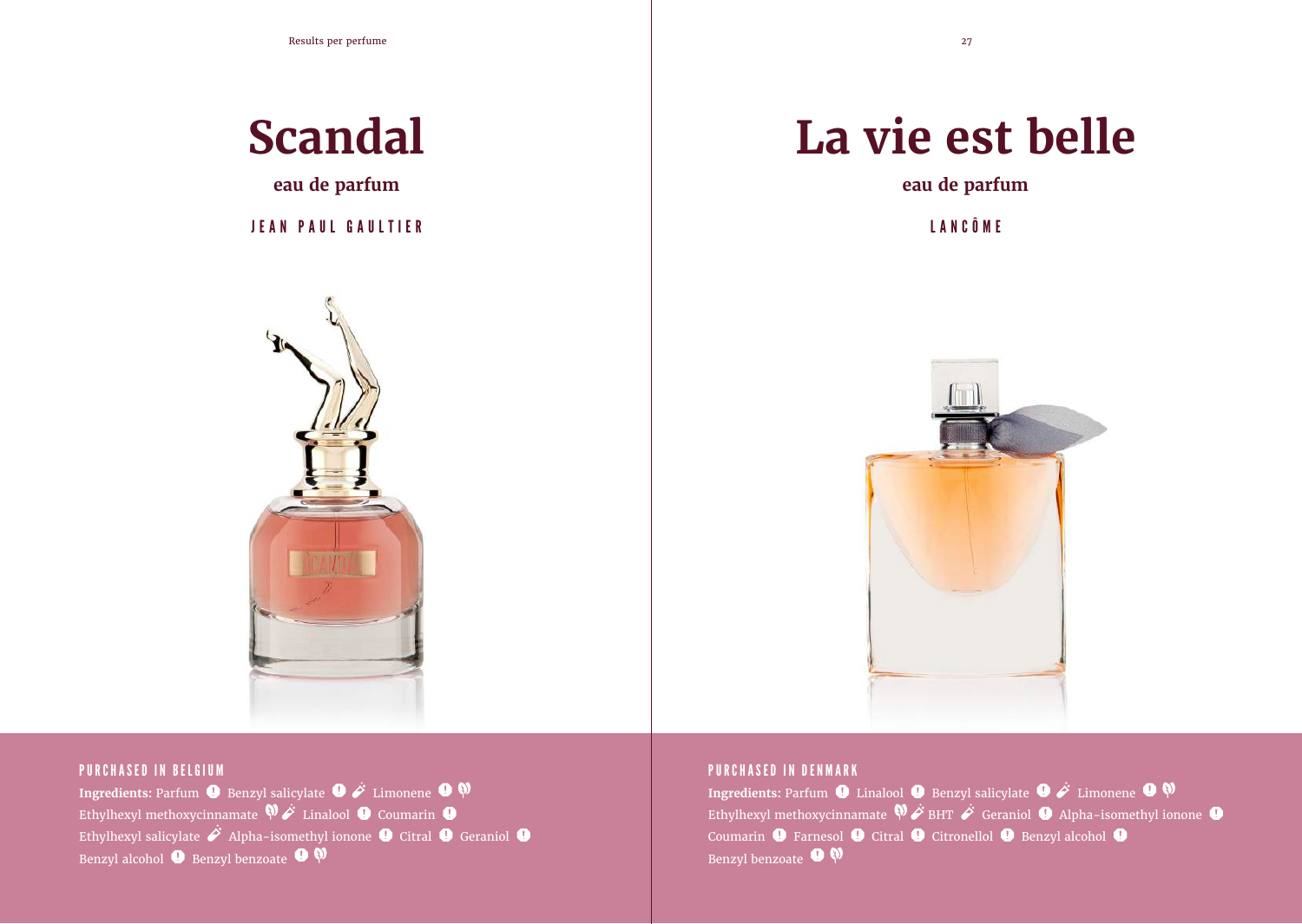# Scandal

**eau de parfum**

JEAN PAUL GAULTIER

PURCHASED IN BELGIUM

**Ingredients:** Parfum ❗ Benzyl salicylate ❗ 💉 Limonene ❗ 🌱 Ethylhexyl methoxycinnamate 🌱 💉 Linalool ❗ Coumarin ❗ Ethylhexyl salicylate 💉 Alpha-isomethyl ionone ❗ Citral ❗ Geraniol ❗ Benzyl alcohol ❗ Benzyl benzoate ❗ 🌱

# La vie est belle

**eau de parfum**

LANCÔME

PURCHASED IN DENMARK

**Ingredients:** Parfum ❗ Linalool ❗ Benzyl salicylate ❗ 💉 Limonene ❗ 🌱 Ethylhexyl methoxycinnamate 🌱 💉 BHT 💉 Geraniol ❗ Alpha-isomethyl ionone ❗ Coumarin ❗ Farnesol ❗ Citral ❗ Citronellol ❗ Benzyl alcohol ❗ Benzyl benzoate ❗ 🌱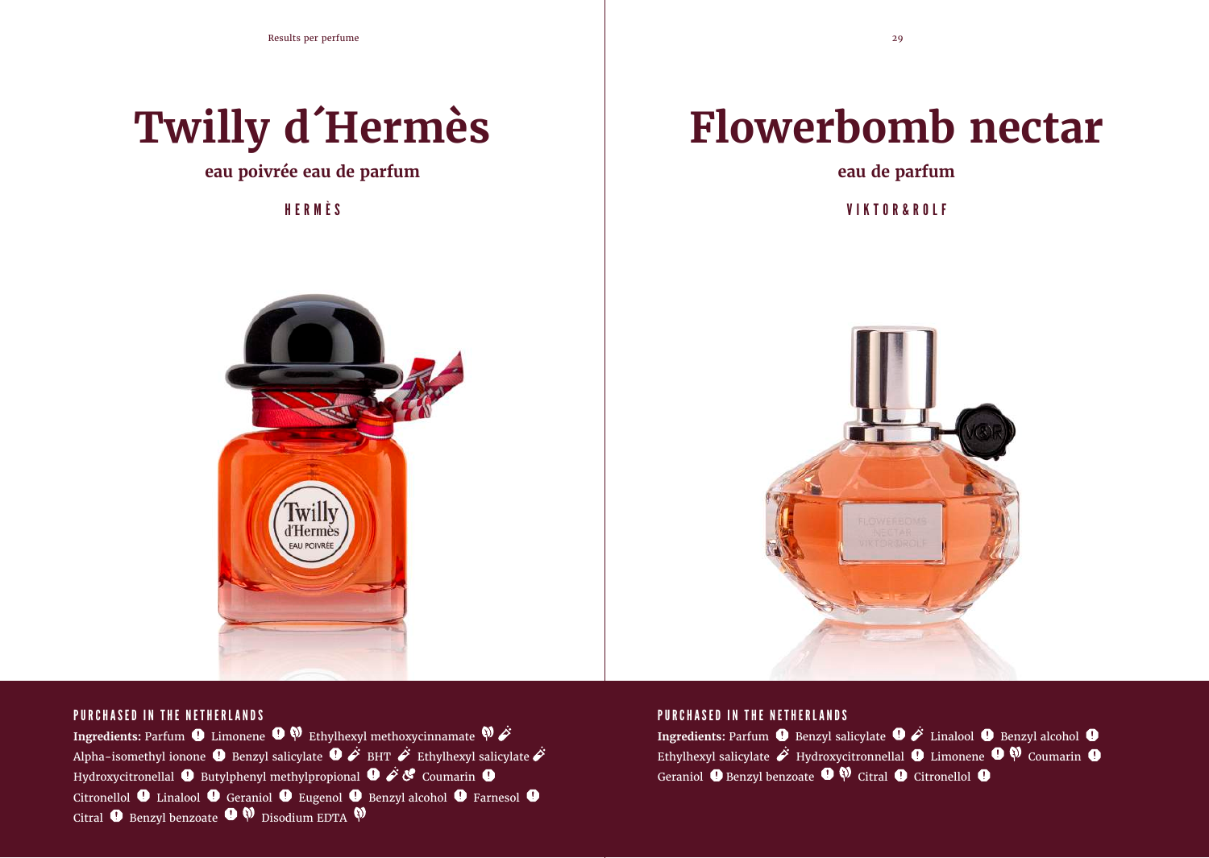# Twilly d´Hermès

**eau poivrée eau de parfum**

HERMÈS

PURCHASED IN THE NETHERLANDS

**Ingredients:** Parfum Limonene Ethylhexyl methoxycinnamate Alpha-isomethyl ionone Benzyl salicylate BHT Ethylhexyl salicylate Hydroxycitronellal Butylphenyl methylpropional Coumarin Citronellol Linalool Geraniol Eugenol Benzyl alcohol Farnesol Citral Benzyl benzoate Disodium EDTA

# Flowerbomb nectar

**eau de parfum**

VIKTOR&ROLF

PURCHASED IN THE NETHERLANDS

**Ingredients:** Parfum Benzyl salicylate Linalool Benzyl alcohol Ethylhexyl salicylate Hydroxycitronnellal Limonene Coumarin Geraniol Benzyl benzoate Citral Citronellol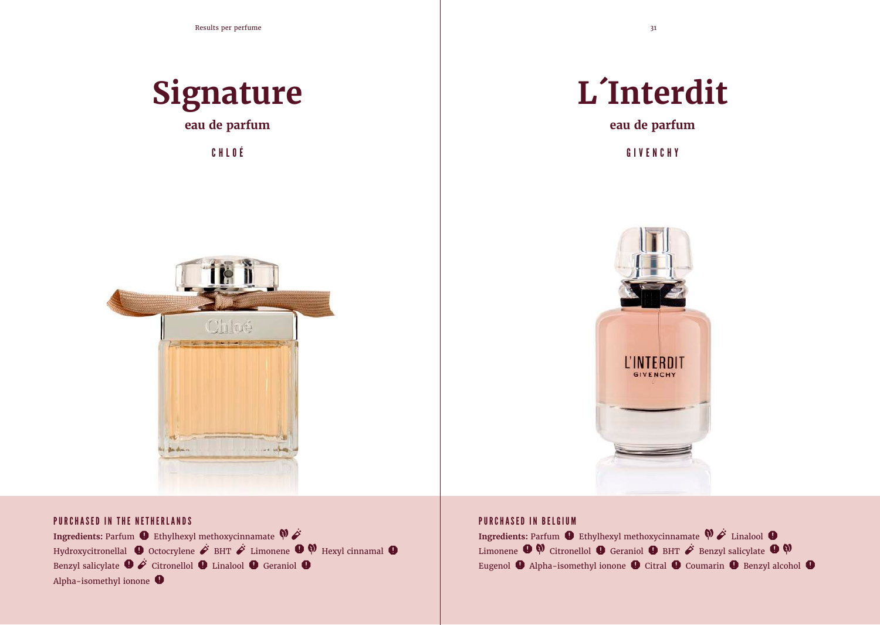# Signature

**eau de parfum**

CHLOÉ

PURCHASED IN THE NETHERLANDS

**Ingredients:** Parfum ❗ Ethylhexyl methoxycinnamate Hydroxycitronellal ❗ Octocrylene BHT Limonene ❗ Hexyl cinnamal ❗ Benzyl salicylate ❗ Citronellol ❗ Linalool ❗ Geraniol ❗ Alpha-isomethyl ionone ❗

# L´Interdit

**eau de parfum**

GIVENCHY

PURCHASED IN BELGIUM

**Ingredients:** Parfum ❗ Ethylhexyl methoxycinnamate Linalool ❗ Limonene ❗ Citronellol ❗ Geraniol ❗ BHT Benzyl salicylate ❗ Eugenol ❗ Alpha-isomethyl ionone ❗ Citral ❗ Coumarin ❗ Benzyl alcohol ❗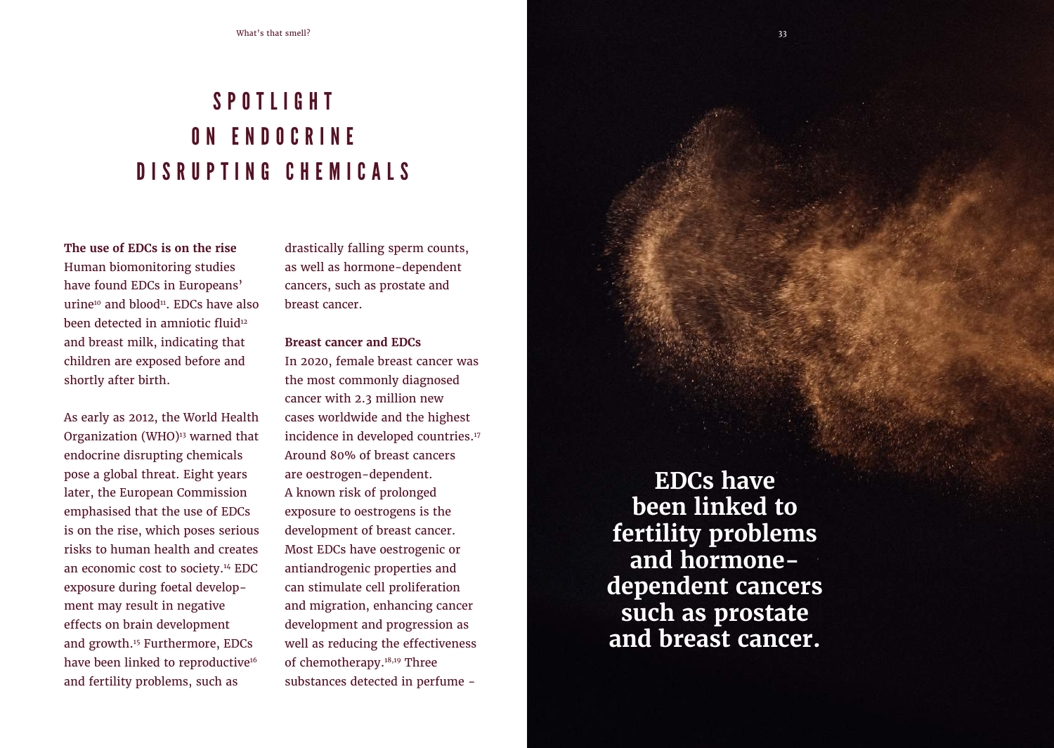# SPOTLIGHT ON ENDOCRINE DISRUPTING CHEMICALS

**The use of EDCs is on the rise**

Human biomonitoring studies have found EDCs in Europeans' urine[10] and blood[11]. EDCs have also been detected in amniotic fluid[12] and breast milk, indicating that children are exposed before and shortly after birth.

As early as 2012, the World Health Organization (WHO)[13] warned that endocrine disrupting chemicals pose a global threat. Eight years later, the European Commission emphasised that the use of EDCs is on the rise, which poses serious risks to human health and creates an economic cost to society.[14] EDC exposure during foetal development may result in negative effects on brain development and growth.[15] Furthermore, EDCs have been linked to reproductive[16] and fertility problems, such as drastically falling sperm counts, as well as hormone-dependent cancers, such as prostate and breast cancer.

**Breast cancer and EDCs**

In 2020, female breast cancer was the most commonly diagnosed cancer with 2.3 million new cases worldwide and the highest incidence in developed countries.[17] Around 80% of breast cancers are oestrogen-dependent. A known risk of prolonged exposure to oestrogens is the development of breast cancer. Most EDCs have oestrogenic or antiandrogenic properties and can stimulate cell proliferation and migration, enhancing cancer development and progression as well as reducing the effectiveness of chemotherapy.[18,19] Three substances detected in perfume -

**EDCs have been linked to fertility problems and hormone-dependent cancers such as prostate and breast cancer.**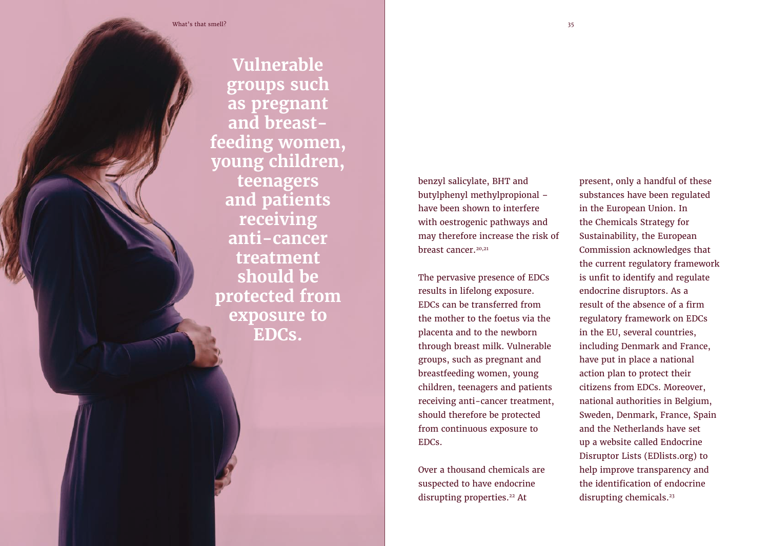**Vulnerable groups such as pregnant and breast-feeding women, young children, teenagers and patients receiving anti-cancer treatment should be protected from exposure to EDCs.**

benzyl salicylate, BHT and butylphenyl methylpropional – have been shown to interfere with oestrogenic pathways and may therefore increase the risk of breast cancer.[20,21]

The pervasive presence of EDCs results in lifelong exposure. EDCs can be transferred from the mother to the foetus via the placenta and to the newborn through breast milk. Vulnerable groups, such as pregnant and breastfeeding women, young children, teenagers and patients receiving anti-cancer treatment, should therefore be protected from continuous exposure to EDCs.

Over a thousand chemicals are suspected to have endocrine disrupting properties.[22] At present, only a handful of these substances have been regulated in the European Union. In the Chemicals Strategy for Sustainability, the European Commission acknowledges that the current regulatory framework is unfit to identify and regulate endocrine disruptors. As a result of the absence of a firm regulatory framework on EDCs in the EU, several countries, including Denmark and France, have put in place a national action plan to protect their citizens from EDCs. Moreover, national authorities in Belgium, Sweden, Denmark, France, Spain and the Netherlands have set up a website called Endocrine Disruptor Lists (EDlists.org) to help improve transparency and the identification of endocrine disrupting chemicals.[23]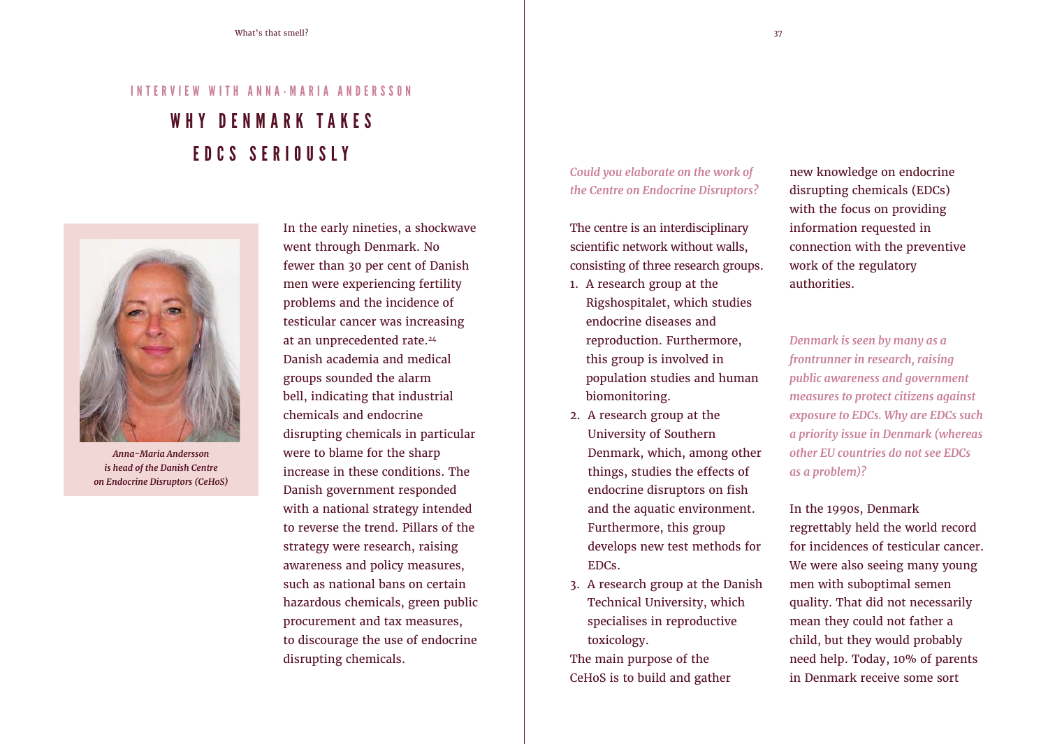INTERVIEW WITH ANNA-MARIA ANDERSSON

# WHY DENMARK TAKES EDCS SERIOUSLY

*Anna-Maria Andersson is head of the Danish Centre on Endocrine Disruptors (CeHoS)*

In the early nineties, a shockwave went through Denmark. No fewer than 30 per cent of Danish men were experiencing fertility problems and the incidence of testicular cancer was increasing at an unprecedented rate.[24] Danish academia and medical groups sounded the alarm bell, indicating that industrial chemicals and endocrine disrupting chemicals in particular were to blame for the sharp increase in these conditions. The Danish government responded with a national strategy intended to reverse the trend. Pillars of the strategy were research, raising awareness and policy measures, such as national bans on certain hazardous chemicals, green public procurement and tax measures, to discourage the use of endocrine disrupting chemicals.

*Could you elaborate on the work of the Centre on Endocrine Disruptors?*

The centre is an interdisciplinary scientific network without walls, consisting of three research groups.

1. A research group at the Rigshospitalet, which studies endocrine diseases and reproduction. Furthermore, this group is involved in population studies and human biomonitoring.
2. A research group at the University of Southern Denmark, which, among other things, studies the effects of endocrine disruptors on fish and the aquatic environment. Furthermore, this group develops new test methods for EDCs.
3. A research group at the Danish Technical University, which specialises in reproductive toxicology.

The main purpose of the CeHoS is to build and gather new knowledge on endocrine disrupting chemicals (EDCs) with the focus on providing information requested in connection with the preventive work of the regulatory authorities.

*Denmark is seen by many as a frontrunner in research, raising public awareness and government measures to protect citizens against exposure to EDCs. Why are EDCs such a priority issue in Denmark (whereas other EU countries do not see EDCs as a problem)?*

In the 1990s, Denmark regrettably held the world record for incidences of testicular cancer. We were also seeing many young men with suboptimal semen quality. That did not necessarily mean they could not father a child, but they would probably need help. Today, 10% of parents in Denmark receive some sort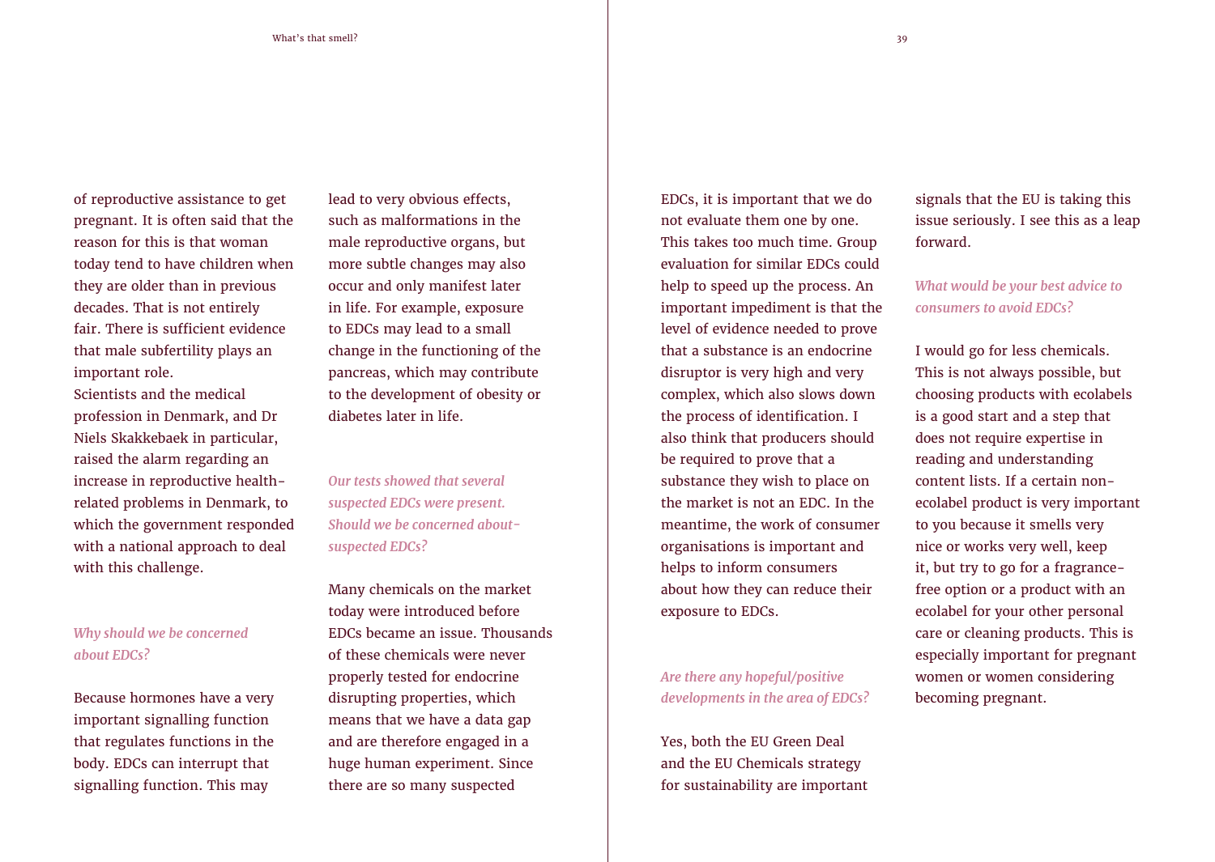of reproductive assistance to get pregnant. It is often said that the reason for this is that woman today tend to have children when they are older than in previous decades. That is not entirely fair. There is sufficient evidence that male subfertility plays an important role.
Scientists and the medical profession in Denmark, and Dr Niels Skakkebaek in particular, raised the alarm regarding an increase in reproductive health-related problems in Denmark, to which the government responded with a national approach to deal with this challenge.

*Why should we be concerned about EDCs?*

Because hormones have a very important signalling function that regulates functions in the body. EDCs can interrupt that signalling function. This may lead to very obvious effects, such as malformations in the male reproductive organs, but more subtle changes may also occur and only manifest later in life. For example, exposure to EDCs may lead to a small change in the functioning of the pancreas, which may contribute to the development of obesity or diabetes later in life.

*Our tests showed that several suspected EDCs were present. Should we be concerned about-suspected EDCs?*

Many chemicals on the market today were introduced before EDCs became an issue. Thousands of these chemicals were never properly tested for endocrine disrupting properties, which means that we have a data gap and are therefore engaged in a huge human experiment. Since there are so many suspected EDCs, it is important that we do not evaluate them one by one. This takes too much time. Group evaluation for similar EDCs could help to speed up the process. An important impediment is that the level of evidence needed to prove that a substance is an endocrine disruptor is very high and very complex, which also slows down the process of identification. I also think that producers should be required to prove that a substance they wish to place on the market is not an EDC. In the meantime, the work of consumer organisations is important and helps to inform consumers about how they can reduce their exposure to EDCs.

*Are there any hopeful/positive developments in the area of EDCs?*

Yes, both the EU Green Deal and the EU Chemicals strategy for sustainability are important signals that the EU is taking this issue seriously. I see this as a leap forward.

*What would be your best advice to consumers to avoid EDCs?*

I would go for less chemicals. This is not always possible, but choosing products with ecolabels is a good start and a step that does not require expertise in reading and understanding content lists. If a certain non-ecolabel product is very important to you because it smells very nice or works very well, keep it, but try to go for a fragrance-free option or a product with an ecolabel for your other personal care or cleaning products. This is especially important for pregnant women or women considering becoming pregnant.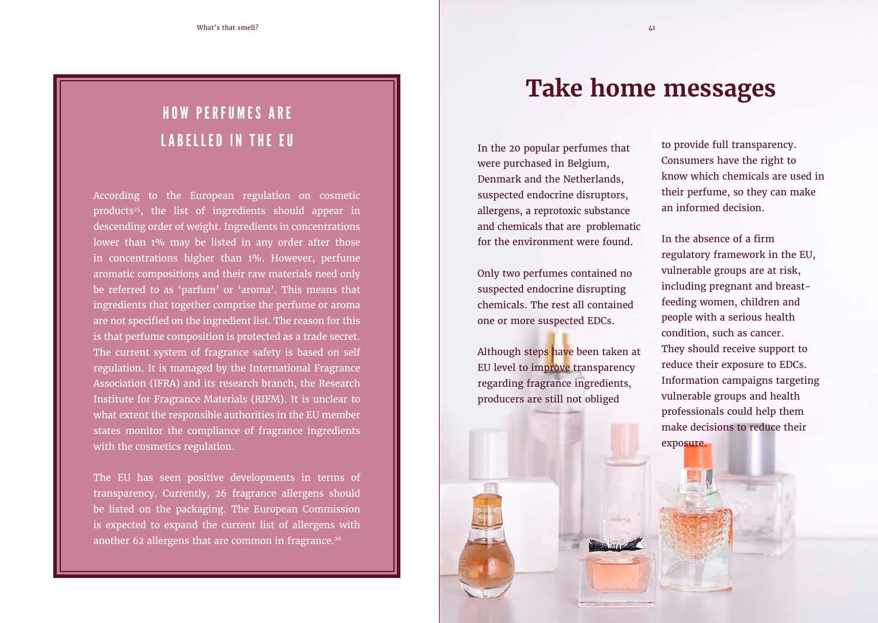## HOW PERFUMES ARE LABELLED IN THE EU

According to the European regulation on cosmetic products[25], the list of ingredients should appear in descending order of weight. Ingredients in concentrations lower than 1% may be listed in any order after those in concentrations higher than 1%. However, perfume aromatic compositions and their raw materials need only be referred to as 'parfum' or 'aroma'. This means that ingredients that together comprise the perfume or aroma are not specified on the ingredient list. The reason for this is that perfume composition is protected as a trade secret. The current system of fragrance safety is based on self regulation. It is managed by the International Fragrance Association (IFRA) and its research branch, the Research Institute for Fragrance Materials (RIFM). It is unclear to what extent the responsible authorities in the EU member states monitor the compliance of fragrance ingredients with the cosmetics regulation.

The EU has seen positive developments in terms of transparency. Currently, 26 fragrance allergens should be listed on the packaging. The European Commission is expected to expand the current list of allergens with another 62 allergens that are common in fragrance.[26]

# Take home messages

In the 20 popular perfumes that were purchased in Belgium, Denmark and the Netherlands, suspected endocrine disruptors, allergens, a reprotoxic substance and chemicals that are problematic for the environment were found.

Only two perfumes contained no suspected endocrine disrupting chemicals. The rest all contained one or more suspected EDCs.

Although steps have been taken at EU level to improve transparency regarding fragrance ingredients, producers are still not obliged to provide full transparency. Consumers have the right to know which chemicals are used in their perfume, so they can make an informed decision.

In the absence of a firm regulatory framework in the EU, vulnerable groups are at risk, including pregnant and breast-feeding women, children and people with a serious health condition, such as cancer. They should receive support to reduce their exposure to EDCs. Information campaigns targeting vulnerable groups and health professionals could help them make decisions to reduce their exposure.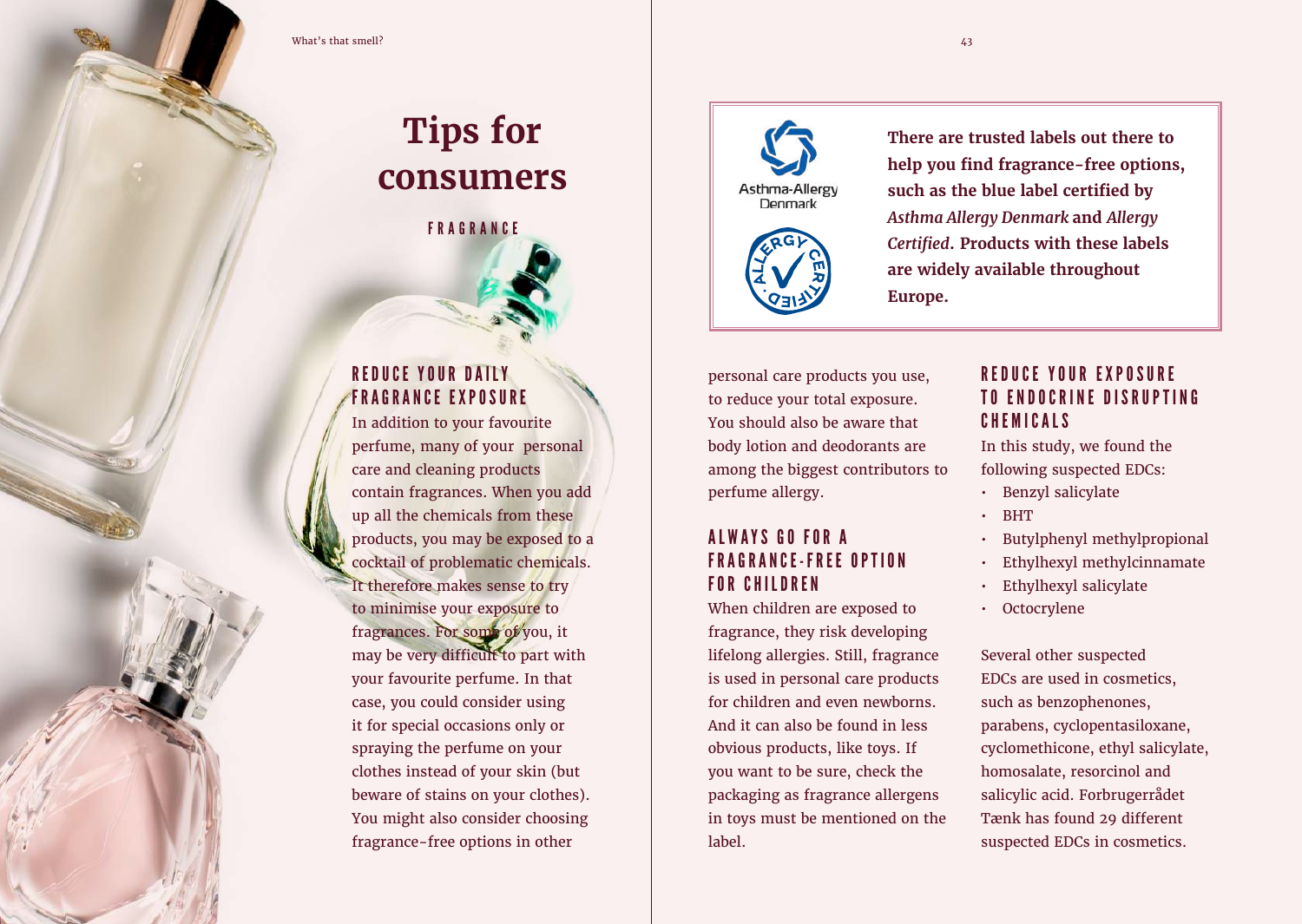# Tips for consumers

FRAGRANCE

## REDUCE YOUR DAILY FRAGRANCE EXPOSURE

In addition to your favourite perfume, many of your personal care and cleaning products contain fragrances. When you add up all the chemicals from these products, you may be exposed to a cocktail of problematic chemicals. It therefore makes sense to try to minimise your exposure to fragrances. For some of you, it may be very difficult to part with your favourite perfume. In that case, you could consider using it for special occasions only or spraying the perfume on your clothes instead of your skin (but beware of stains on your clothes). You might also consider choosing fragrance-free options in other personal care products you use, to reduce your total exposure. You should also be aware that body lotion and deodorants are among the biggest contributors to perfume allergy.

**There are trusted labels out there to help you find fragrance-free options, such as the blue label certified by *Asthma Allergy Denmark* and *Allergy Certified*. Products with these labels are widely available throughout Europe.**

## ALWAYS GO FOR A FRAGRANCE-FREE OPTION FOR CHILDREN

When children are exposed to fragrance, they risk developing lifelong allergies. Still, fragrance is used in personal care products for children and even newborns. And it can also be found in less obvious products, like toys. If you want to be sure, check the packaging as fragrance allergens in toys must be mentioned on the label.

## REDUCE YOUR EXPOSURE TO ENDOCRINE DISRUPTING CHEMICALS

In this study, we found the following suspected EDCs:

- Benzyl salicylate
- BHT
- Butylphenyl methylpropional
- Ethylhexyl methylcinnamate
- Ethylhexyl salicylate
- Octocrylene

Several other suspected EDCs are used in cosmetics, such as benzophenones, parabens, cyclopentasiloxane, cyclomethicone, ethyl salicylate, homosalate, resorcinol and salicylic acid. Forbrugerrådet Tænk has found 29 different suspected EDCs in cosmetics.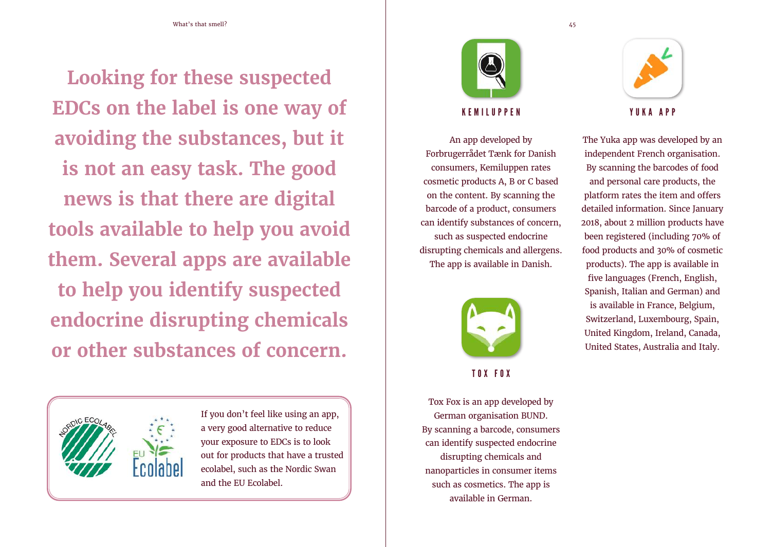**Looking for these suspected EDCs on the label is one way of avoiding the substances, but it is not an easy task. The good news is that there are digital tools available to help you avoid them. Several apps are available to help you identify suspected endocrine disrupting chemicals or other substances of concern.**

If you don't feel like using an app, a very good alternative to reduce your exposure to EDCs is to look out for products that have a trusted ecolabel, such as the Nordic Swan and the EU Ecolabel.

### KEMILUPPEN

An app developed by Forbrugerrådet Tænk for Danish consumers, Kemiluppen rates cosmetic products A, B or C based on the content. By scanning the barcode of a product, consumers can identify substances of concern, such as suspected endocrine disrupting chemicals and allergens. The app is available in Danish.

### TOX FOX

Tox Fox is an app developed by German organisation BUND. By scanning a barcode, consumers can identify suspected endocrine disrupting chemicals and nanoparticles in consumer items such as cosmetics. The app is available in German.

### YUKA APP

The Yuka app was developed by an independent French organisation. By scanning the barcodes of food and personal care products, the platform rates the item and offers detailed information. Since January 2018, about 2 million products have been registered (including 70% of food products and 30% of cosmetic products). The app is available in five languages (French, English, Spanish, Italian and German) and is available in France, Belgium, Switzerland, Luxembourg, Spain, United Kingdom, Ireland, Canada, United States, Australia and Italy.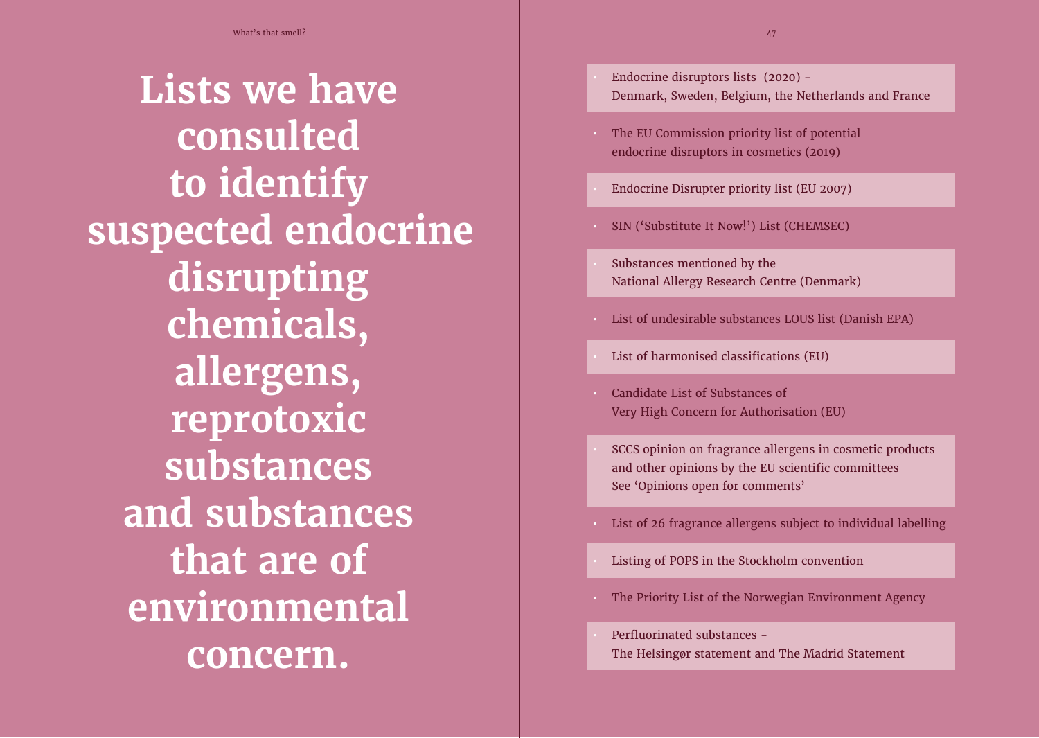# Lists we have consulted to identify suspected endocrine disrupting chemicals, allergens, reprotoxic substances and substances that are of environmental concern.

- Endocrine disruptors lists (2020) – Denmark, Sweden, Belgium, the Netherlands and France
- The EU Commission priority list of potential endocrine disruptors in cosmetics (2019)
- Endocrine Disrupter priority list (EU 2007)
- SIN ('Substitute It Now!') List (CHEMSEC)
- Substances mentioned by the National Allergy Research Centre (Denmark)
- List of undesirable substances LOUS list (Danish EPA)
- List of harmonised classifications (EU)
- Candidate List of Substances of Very High Concern for Authorisation (EU)
- SCCS opinion on fragrance allergens in cosmetic products and other opinions by the EU scientific committees See 'Opinions open for comments'
- List of 26 fragrance allergens subject to individual labelling
- Listing of POPS in the Stockholm convention
- The Priority List of the Norwegian Environment Agency
- Perfluorinated substances – The Helsingør statement and The Madrid Statement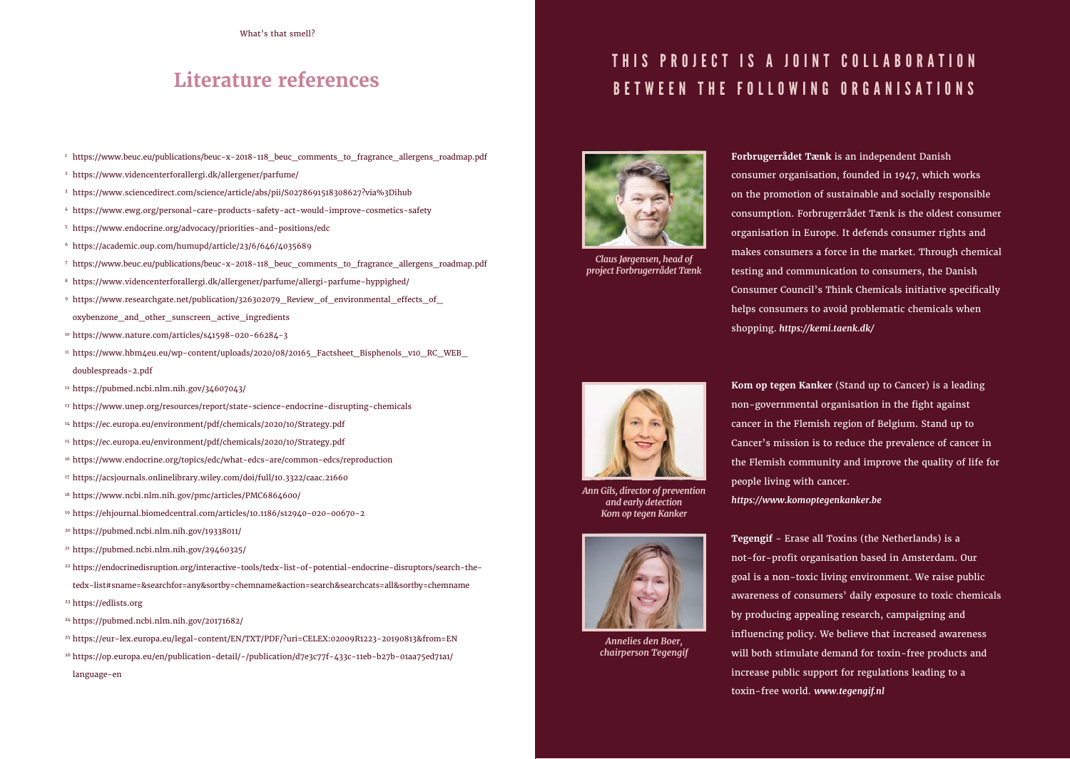## Literature references

[1] https://www.beuc.eu/publications/beuc-x-2018-118_beuc_comments_to_fragrance_allergens_roadmap.pdf
[2] https://www.videncenterforallergi.dk/allergener/parfume/
[3] https://www.sciencedirect.com/science/article/abs/pii/S0278691518308627?via%3Dihub
[4] https://www.ewg.org/personal-care-products-safety-act-would-improve-cosmetics-safety
[5] https://www.endocrine.org/advocacy/priorities-and-positions/edc
[6] https://academic.oup.com/humupd/article/23/6/646/4035689
[7] https://www.beuc.eu/publications/beuc-x-2018-118_beuc_comments_to_fragrance_allergens_roadmap.pdf
[8] https://www.videncenterforallergi.dk/allergener/parfume/allergi-parfume-hyppighed/
[9] https://www.researchgate.net/publication/326302079_Review_of_environmental_effects_of_oxybenzone_and_other_sunscreen_active_ingredients
[10] https://www.nature.com/articles/s41598-020-66284-3
[11] https://www.hbm4eu.eu/wp-content/uploads/2020/08/20165_Factsheet_Bisphenols_v10_RC_WEB_doublespreads-2.pdf
[12] https://pubmed.ncbi.nlm.nih.gov/34607043/
[13] https://www.unep.org/resources/report/state-science-endocrine-disrupting-chemicals
[14] https://ec.europa.eu/environment/pdf/chemicals/2020/10/Strategy.pdf
[15] https://ec.europa.eu/environment/pdf/chemicals/2020/10/Strategy.pdf
[16] https://www.endocrine.org/topics/edc/what-edcs-are/common-edcs/reproduction
[17] https://acsjournals.onlinelibrary.wiley.com/doi/full/10.3322/caac.21660
[18] https://www.ncbi.nlm.nih.gov/pmc/articles/PMC6864600/
[19] https://ehjournal.biomedcentral.com/articles/10.1186/s12940-020-00670-2
[20] https://pubmed.ncbi.nlm.nih.gov/19338011/
[21] https://pubmed.ncbi.nlm.nih.gov/29460325/
[22] https://endocrinedisruption.org/interactive-tools/tedx-list-of-potential-endocrine-disruptors/search-the-tedx-list#sname=&searchfor=any&sortby=chemname&action=search&searchcats=all&sortby=chemname
[23] https://edlists.org
[24] https://pubmed.ncbi.nlm.nih.gov/20171682/
[25] https://eur-lex.europa.eu/legal-content/EN/TXT/PDF/?uri=CELEX:02009R1223-20190813&from=EN
[26] https://op.europa.eu/en/publication-detail/-/publication/d7e3c77f-433c-11eb-b27b-01aa75ed71a1/language-en

## THIS PROJECT IS A JOINT COLLABORATION BETWEEN THE FOLLOWING ORGANISATIONS

*Claus Jørgensen, head of project Forbrugerrådet Tænk*

**Forbrugerrådet Tænk** is an independent Danish consumer organisation, founded in 1947, which works on the promotion of sustainable and socially responsible consumption. Forbrugerrådet Tænk is the oldest consumer organisation in Europe. It defends consumer rights and makes consumers a force in the market. Through chemical testing and communication to consumers, the Danish Consumer Council's Think Chemicals initiative specifically helps consumers to avoid problematic chemicals when shopping. ***https://kemi.taenk.dk/***

*Ann Gils, director of prevention and early detection Kom op tegen Kanker*

**Kom op tegen Kanker** (Stand up to Cancer) is a leading non-governmental organisation in the fight against cancer in the Flemish region of Belgium. Stand up to Cancer's mission is to reduce the prevalence of cancer in the Flemish community and improve the quality of life for people living with cancer.
***https://www.komoptegenkanker.be***

*Annelies den Boer, chairperson Tegengif*

**Tegengif** - Erase all Toxins (the Netherlands) is a not-for-profit organisation based in Amsterdam. Our goal is a non-toxic living environment. We raise public awareness of consumers' daily exposure to toxic chemicals by producing appealing research, campaigning and influencing policy. We believe that increased awareness will both stimulate demand for toxin-free products and increase public support for regulations leading to a toxin-free world. ***www.tegengif.nl***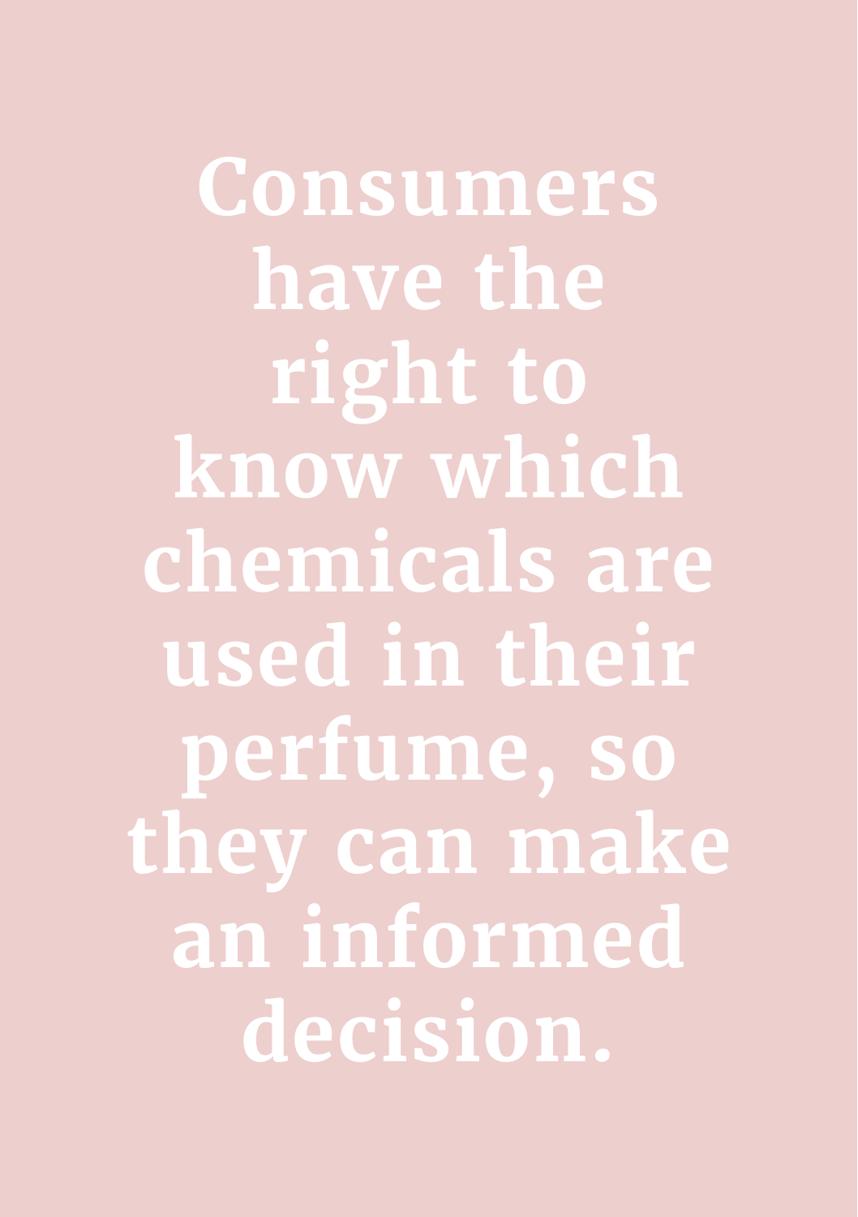**Consumers have the right to know which chemicals are used in their perfume, so they can make an informed decision.**